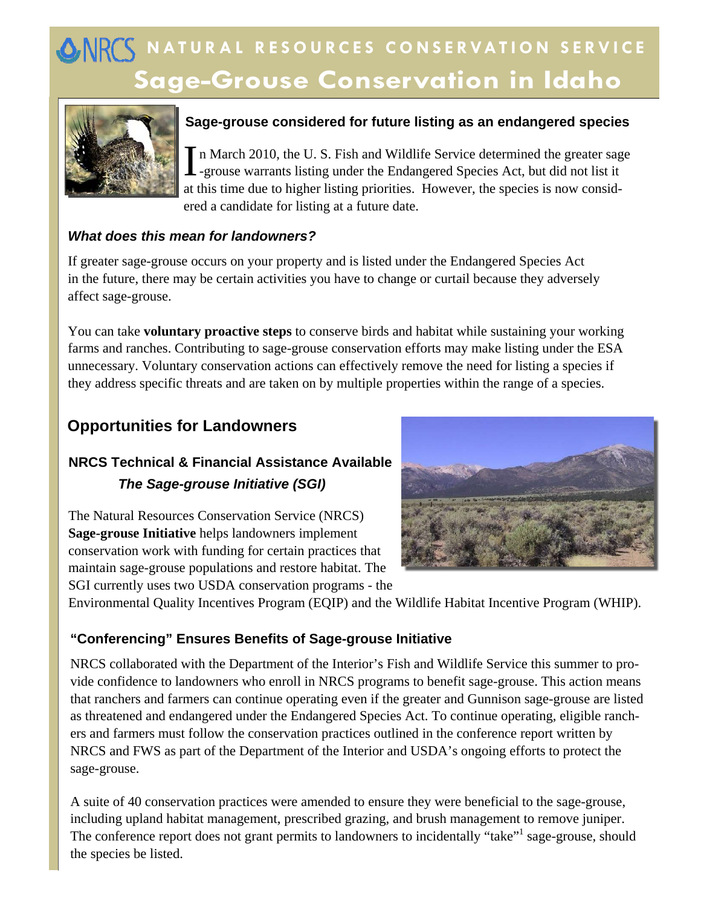# NATURAL RESOURCES CONSERVATION SERVICE

# Sage-Grouse Conservation in Idaho

### Sage-grouse considered for future listing as an endangered species

In March 2010, the U. S. Fish and Wildlife Service determined the greater sage-grouse warrants listing under the Endangered Species Act, but did not list it at this time due to higher listing priorities. However, the species is now considered a candidate for listing at a future date.

***What does this mean for landowners?***

If greater sage-grouse occurs on your property and is listed under the Endangered Species Act in the future, there may be certain activities you have to change or curtail because they adversely affect sage-grouse.

You can take **voluntary proactive steps** to conserve birds and habitat while sustaining your working farms and ranches. Contributing to sage-grouse conservation efforts may make listing under the ESA unnecessary. Voluntary conservation actions can effectively remove the need for listing a species if they address specific threats and are taken on by multiple properties within the range of a species.

## Opportunities for Landowners

### NRCS Technical & Financial Assistance Available

***The Sage-grouse Initiative (SGI)***

The Natural Resources Conservation Service (NRCS) **Sage-grouse Initiative** helps landowners implement conservation work with funding for certain practices that maintain sage-grouse populations and restore habitat. The SGI currently uses two USDA conservation programs - the Environmental Quality Incentives Program (EQIP) and the Wildlife Habitat Incentive Program (WHIP).

### "Conferencing" Ensures Benefits of Sage-grouse Initiative

NRCS collaborated with the Department of the Interior's Fish and Wildlife Service this summer to provide confidence to landowners who enroll in NRCS programs to benefit sage-grouse. This action means that ranchers and farmers can continue operating even if the greater and Gunnison sage-grouse are listed as threatened and endangered under the Endangered Species Act. To continue operating, eligible ranchers and farmers must follow the conservation practices outlined in the conference report written by NRCS and FWS as part of the Department of the Interior and USDA's ongoing efforts to protect the sage-grouse.

A suite of 40 conservation practices were amended to ensure they were beneficial to the sage-grouse, including upland habitat management, prescribed grazing, and brush management to remove juniper. The conference report does not grant permits to landowners to incidentally "take"[1] sage-grouse, should the species be listed.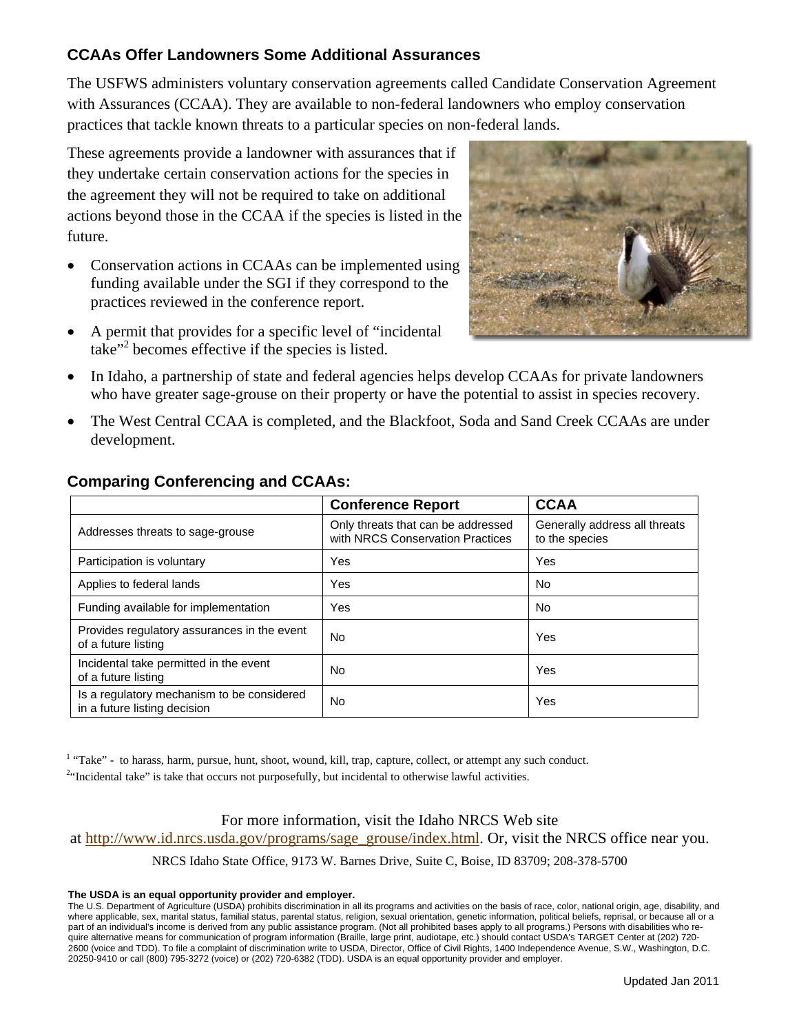## CCAAs Offer Landowners Some Additional Assurances

The USFWS administers voluntary conservation agreements called Candidate Conservation Agreement with Assurances (CCAA). They are available to non-federal landowners who employ conservation practices that tackle known threats to a particular species on non-federal lands.

These agreements provide a landowner with assurances that if they undertake certain conservation actions for the species in the agreement they will not be required to take on additional actions beyond those in the CCAA if the species is listed in the future.

- Conservation actions in CCAAs can be implemented using funding available under the SGI if they correspond to the practices reviewed in the conference report.
- A permit that provides for a specific level of "incidental take"[2] becomes effective if the species is listed.
- In Idaho, a partnership of state and federal agencies helps develop CCAAs for private landowners who have greater sage-grouse on their property or have the potential to assist in species recovery.
- The West Central CCAA is completed, and the Blackfoot, Soda and Sand Creek CCAAs are under development.

## Comparing Conferencing and CCAAs:

| | Conference Report | CCAA |
|---|---|---|
| Addresses threats to sage-grouse | Only threats that can be addressed with NRCS Conservation Practices | Generally address all threats to the species |
| Participation is voluntary | Yes | Yes |
| Applies to federal lands | Yes | No |
| Funding available for implementation | Yes | No |
| Provides regulatory assurances in the event of a future listing | No | Yes |
| Incidental take permitted in the event of a future listing | No | Yes |
| Is a regulatory mechanism to be considered in a future listing decision | No | Yes |

[1] "Take" - to harass, harm, pursue, hunt, shoot, wound, kill, trap, capture, collect, or attempt any such conduct.

[2] "Incidental take" is take that occurs not purposefully, but incidental to otherwise lawful activities.

For more information, visit the Idaho NRCS Web site at http://www.id.nrcs.usda.gov/programs/sage_grouse/index.html. Or, visit the NRCS office near you.

NRCS Idaho State Office, 9173 W. Barnes Drive, Suite C, Boise, ID 83709; 208-378-5700

**The USDA is an equal opportunity provider and employer.**

The U.S. Department of Agriculture (USDA) prohibits discrimination in all its programs and activities on the basis of race, color, national origin, age, disability, and where applicable, sex, marital status, familial status, parental status, religion, sexual orientation, genetic information, political beliefs, reprisal, or because all or a part of an individual's income is derived from any public assistance program. (Not all prohibited bases apply to all programs.) Persons with disabilities who require alternative means for communication of program information (Braille, large print, audiotape, etc.) should contact USDA's TARGET Center at (202) 720-2600 (voice and TDD). To file a complaint of discrimination write to USDA, Director, Office of Civil Rights, 1400 Independence Avenue, S.W., Washington, D.C. 20250-9410 or call (800) 795-3272 (voice) or (202) 720-6382 (TDD). USDA is an equal opportunity provider and employer.

Updated Jan 2011